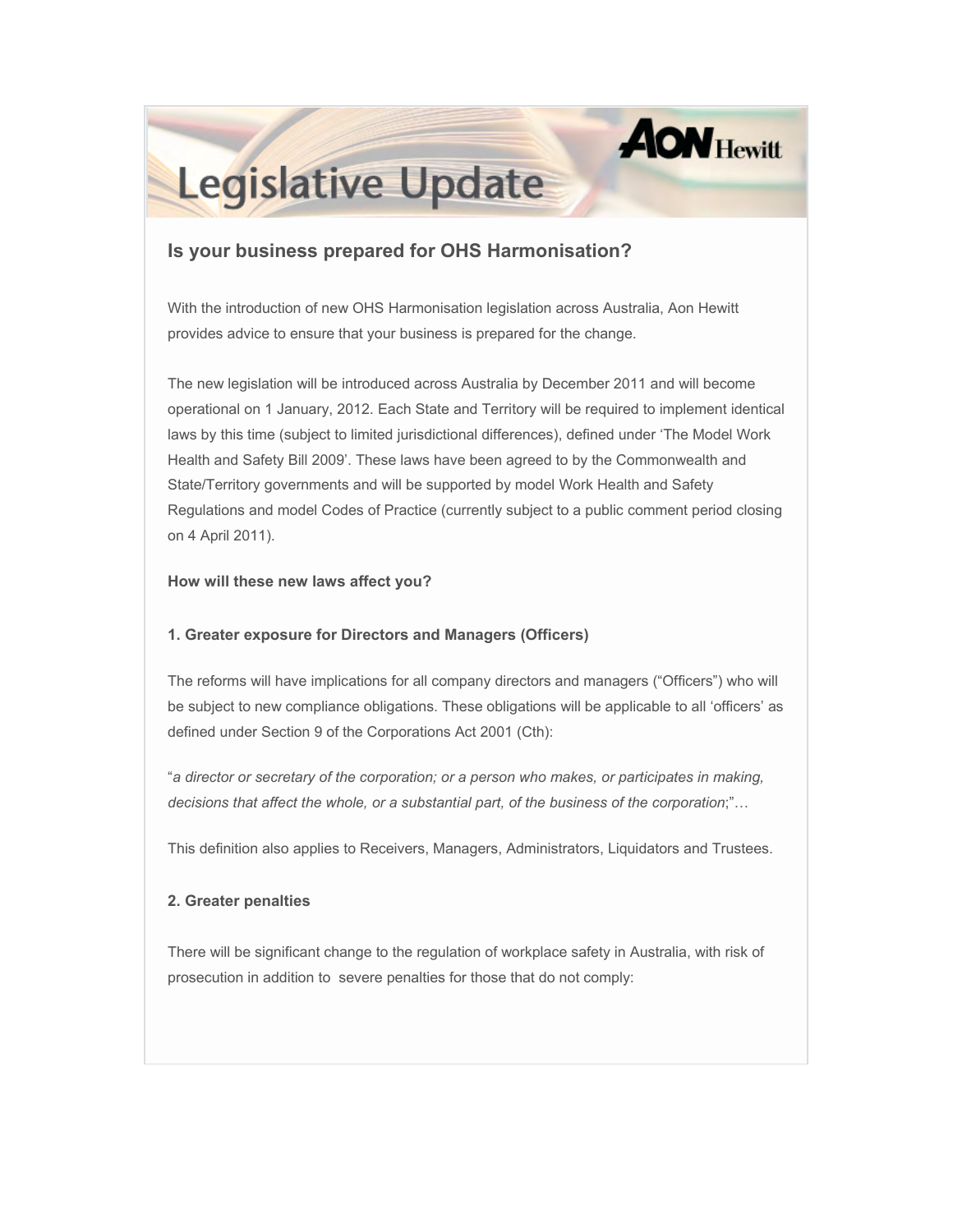# Legislative Update

## Is your business prepared for OHS Harmonisation?

With the introduction of new OHS Harmonisation legislation across Australia, Aon Hewitt provides advice to ensure that your business is prepared for the change.

The new legislation will be introduced across Australia by December 2011 and will become operational on 1 January, 2012. Each State and Territory will be required to implement identical laws by this time (subject to limited jurisdictional differences), defined under 'The Model Work Health and Safety Bill 2009'. These laws have been agreed to by the Commonwealth and State/Territory governments and will be supported by model Work Health and Safety Regulations and model Codes of Practice (currently subject to a public comment period closing on 4 April 2011).

**How will these new laws affect you?**

**1. Greater exposure for Directors and Managers (Officers)**

The reforms will have implications for all company directors and managers ("Officers") who will be subject to new compliance obligations. These obligations will be applicable to all 'officers' as defined under Section 9 of the Corporations Act 2001 (Cth):

"*a director or secretary of the corporation; or a person who makes, or participates in making, decisions that affect the whole, or a substantial part, of the business of the corporation*;"…

This definition also applies to Receivers, Managers, Administrators, Liquidators and Trustees.

**2. Greater penalties**

There will be significant change to the regulation of workplace safety in Australia, with risk of prosecution in addition to severe penalties for those that do not comply: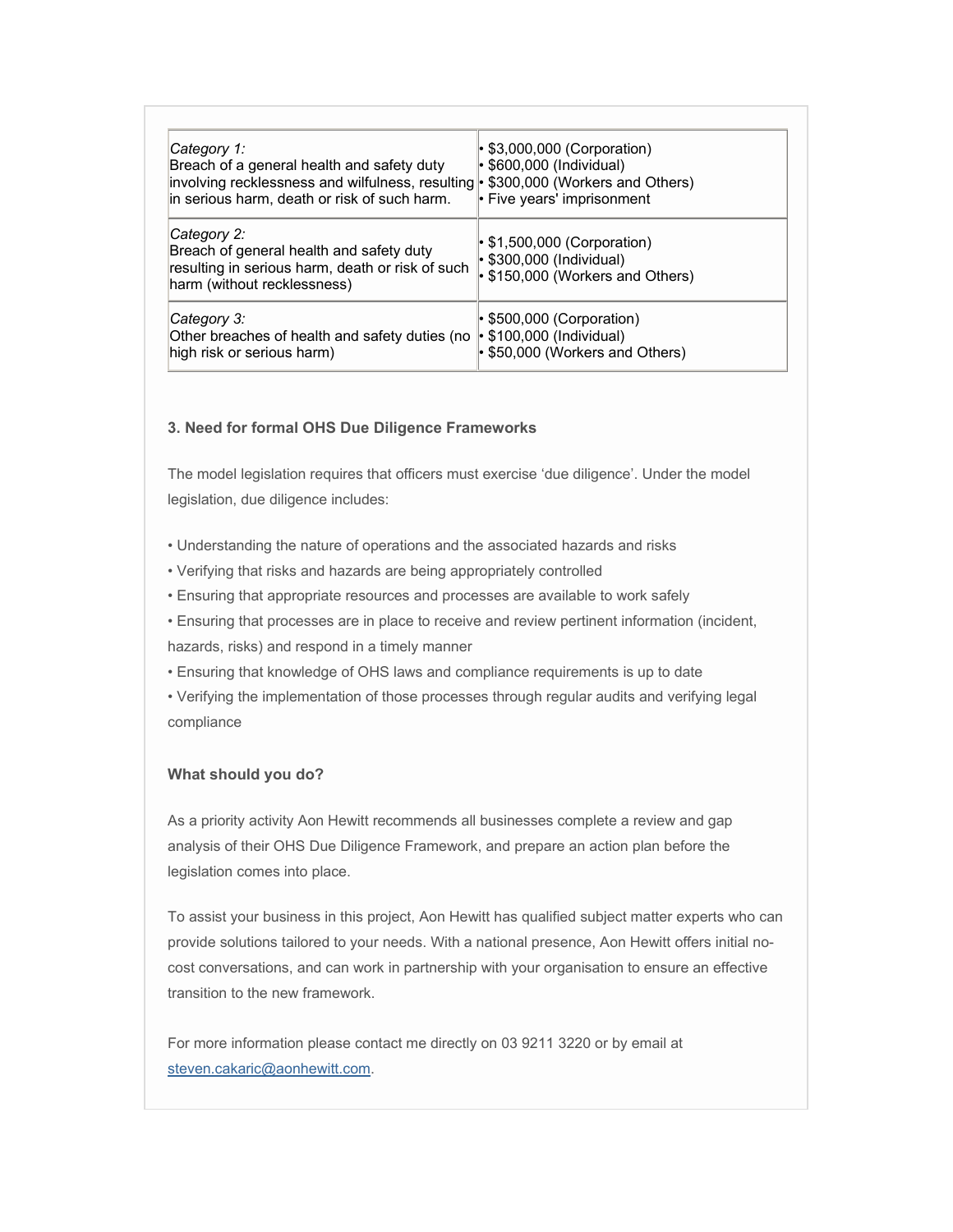| | |
|---|---|
| *Category 1:*<br>Breach of a general health and safety duty involving recklessness and wilfulness, resulting in serious harm, death or risk of such harm. | • $3,000,000 (Corporation)<br>• $600,000 (Individual)<br>• $300,000 (Workers and Others)<br>• Five years' imprisonment |
| *Category 2:*<br>Breach of general health and safety duty resulting in serious harm, death or risk of such harm (without recklessness) | • $1,500,000 (Corporation)<br>• $300,000 (Individual)<br>• $150,000 (Workers and Others) |
| *Category 3:*<br>Other breaches of health and safety duties (no high risk or serious harm) | • $500,000 (Corporation)<br>• $100,000 (Individual)<br>• $50,000 (Workers and Others) |

**3. Need for formal OHS Due Diligence Frameworks**

The model legislation requires that officers must exercise 'due diligence'. Under the model legislation, due diligence includes:

- Understanding the nature of operations and the associated hazards and risks
- Verifying that risks and hazards are being appropriately controlled
- Ensuring that appropriate resources and processes are available to work safely
- Ensuring that processes are in place to receive and review pertinent information (incident, hazards, risks) and respond in a timely manner
- Ensuring that knowledge of OHS laws and compliance requirements is up to date
- Verifying the implementation of those processes through regular audits and verifying legal compliance

**What should you do?**

As a priority activity Aon Hewitt recommends all businesses complete a review and gap analysis of their OHS Due Diligence Framework, and prepare an action plan before the legislation comes into place.

To assist your business in this project, Aon Hewitt has qualified subject matter experts who can provide solutions tailored to your needs. With a national presence, Aon Hewitt offers initial no-cost conversations, and can work in partnership with your organisation to ensure an effective transition to the new framework.

For more information please contact me directly on 03 9211 3220 or by email at steven.cakaric@aonhewitt.com.